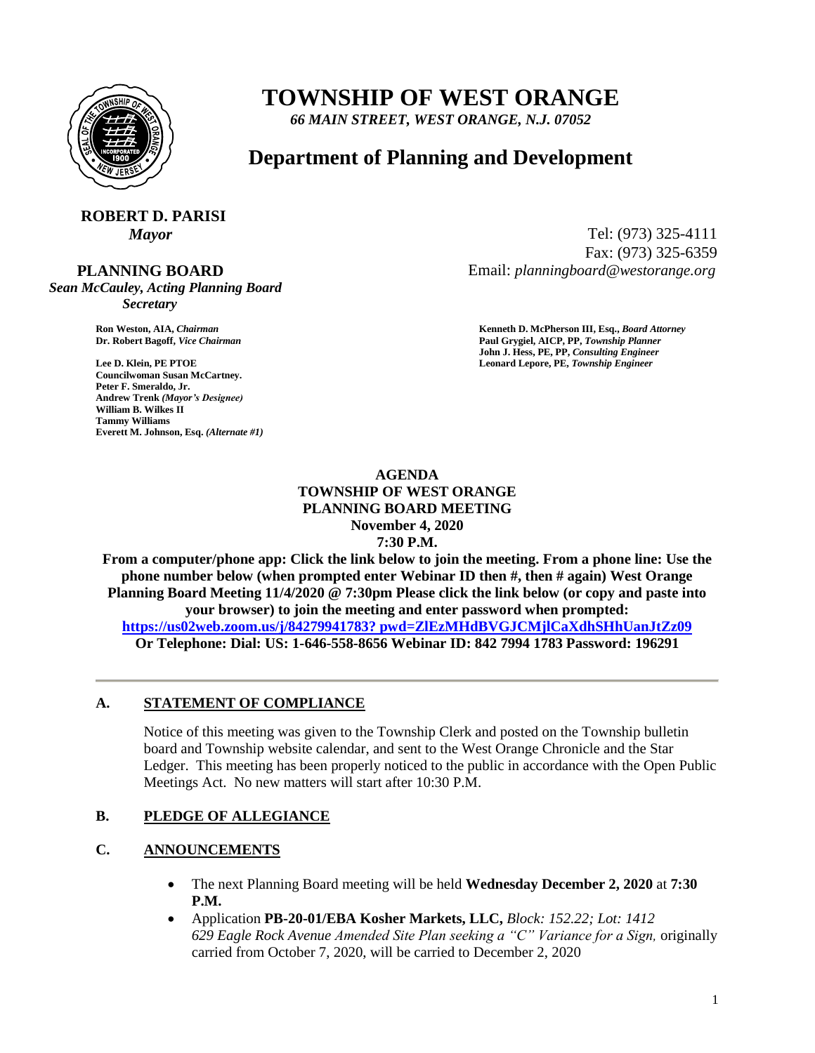# TOWNSHIP OF WEST ORANGE

*66 MAIN STREET, WEST ORANGE, N.J. 07052*

## Department of Planning and Development

**ROBERT D. PARISI**
*Mayor*

Tel: (973) 325-4111
Fax: (973) 325-6359
Email: *planningboard@westorange.org*

**PLANNING BOARD**
*Sean McCauley, Acting Planning Board Secretary*

**Ron Weston, AIA,** *Chairman*
**Dr. Robert Bagoff,** *Vice Chairman*
**Lee D. Klein, PE PTOE**
**Councilwoman Susan McCartney.**
**Peter F. Smeraldo, Jr.**
**Andrew Trenk** *(Mayor's Designee)*
**William B. Wilkes II**
**Tammy Williams**
**Everett M. Johnson, Esq.** *(Alternate #1)*

**Kenneth D. McPherson III, Esq.,** *Board Attorney*
**Paul Grygiel, AICP, PP,** *Township Planner*
**John J. Hess, PE, PP,** *Consulting Engineer*
**Leonard Lepore, PE,** *Township Engineer*

**AGENDA**
**TOWNSHIP OF WEST ORANGE**
**PLANNING BOARD MEETING**
**November 4, 2020**
**7:30 P.M.**

**From a computer/phone app: Click the link below to join the meeting. From a phone line: Use the phone number below (when prompted enter Webinar ID then #, then # again) West Orange Planning Board Meeting 11/4/2020 @ 7:30pm Please click the link below (or copy and paste into your browser) to join the meeting and enter password when prompted:**
**https://us02web.zoom.us/j/84279941783? pwd=ZlEzMHdBVGJCMjlCaXdhSHhUanJtZz09**
**Or Telephone: Dial: US: 1-646-558-8656 Webinar ID: 842 7994 1783 Password: 196291**

---

### A. STATEMENT OF COMPLIANCE

Notice of this meeting was given to the Township Clerk and posted on the Township bulletin board and Township website calendar, and sent to the West Orange Chronicle and the Star Ledger. This meeting has been properly noticed to the public in accordance with the Open Public Meetings Act. No new matters will start after 10:30 P.M.

### B. PLEDGE OF ALLEGIANCE

### C. ANNOUNCEMENTS

- The next Planning Board meeting will be held **Wednesday December 2, 2020** at **7:30 P.M.**
- Application **PB-20-01/EBA Kosher Markets, LLC,** *Block: 152.22; Lot: 1412 629 Eagle Rock Avenue Amended Site Plan seeking a "C" Variance for a Sign,* originally carried from October 7, 2020, will be carried to December 2, 2020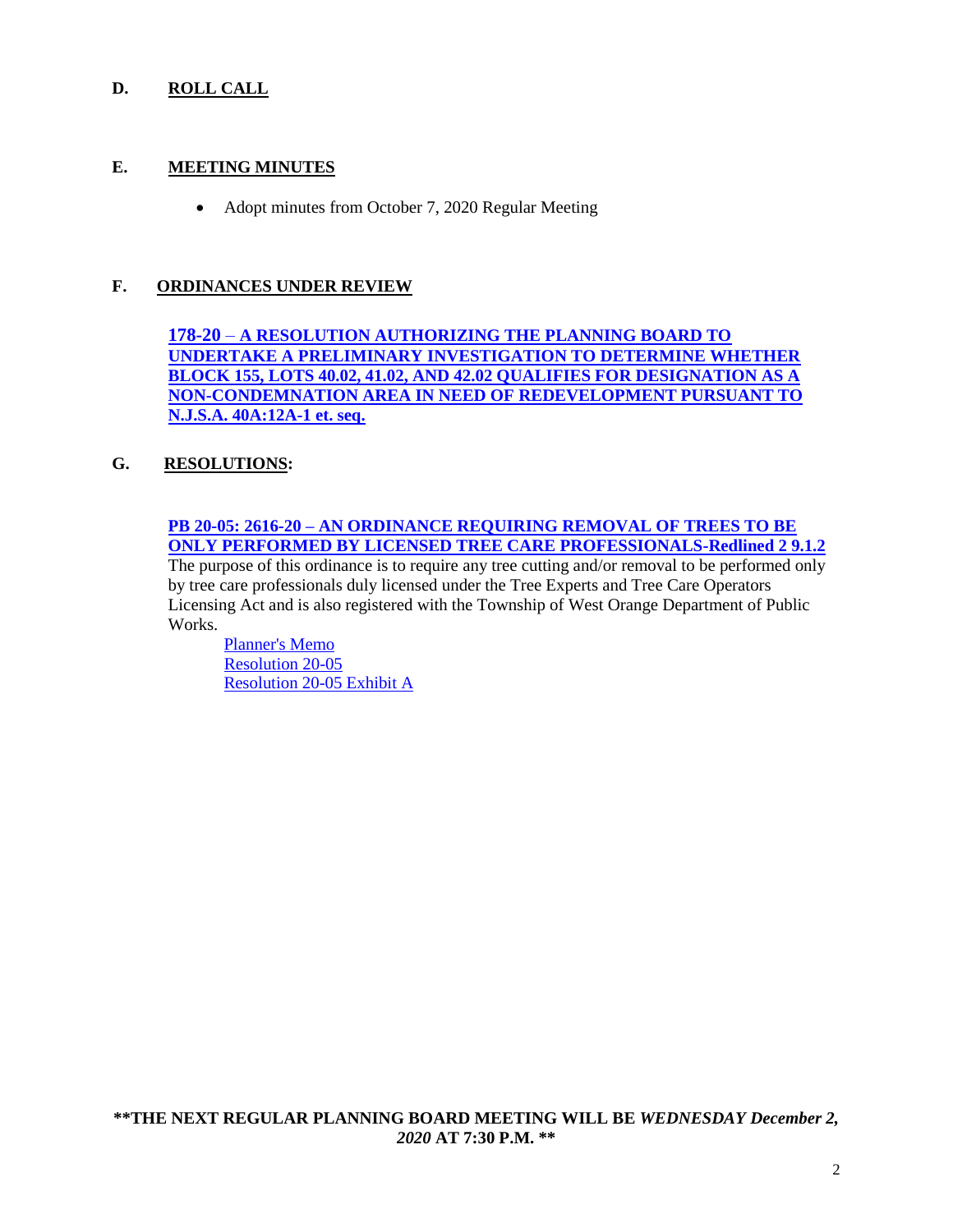## D. ROLL CALL

## E. MEETING MINUTES

- Adopt minutes from October 7, 2020 Regular Meeting

## F. ORDINANCES UNDER REVIEW

**178-20 – A RESOLUTION AUTHORIZING THE PLANNING BOARD TO UNDERTAKE A PRELIMINARY INVESTIGATION TO DETERMINE WHETHER BLOCK 155, LOTS 40.02, 41.02, AND 42.02 QUALIFIES FOR DESIGNATION AS A NON-CONDEMNATION AREA IN NEED OF REDEVELOPMENT PURSUANT TO N.J.S.A. 40A:12A-1 et. seq.**

## G. RESOLUTIONS:

**PB 20-05: 2616-20 – AN ORDINANCE REQUIRING REMOVAL OF TREES TO BE ONLY PERFORMED BY LICENSED TREE CARE PROFESSIONALS-Redlined 2 9.1.2**

The purpose of this ordinance is to require any tree cutting and/or removal to be performed only by tree care professionals duly licensed under the Tree Experts and Tree Care Operators Licensing Act and is also registered with the Township of West Orange Department of Public Works.

Planner's Memo
Resolution 20-05
Resolution 20-05 Exhibit A

**\*\*THE NEXT REGULAR PLANNING BOARD MEETING WILL BE *WEDNESDAY December 2, 2020* AT 7:30 P.M. \*\***